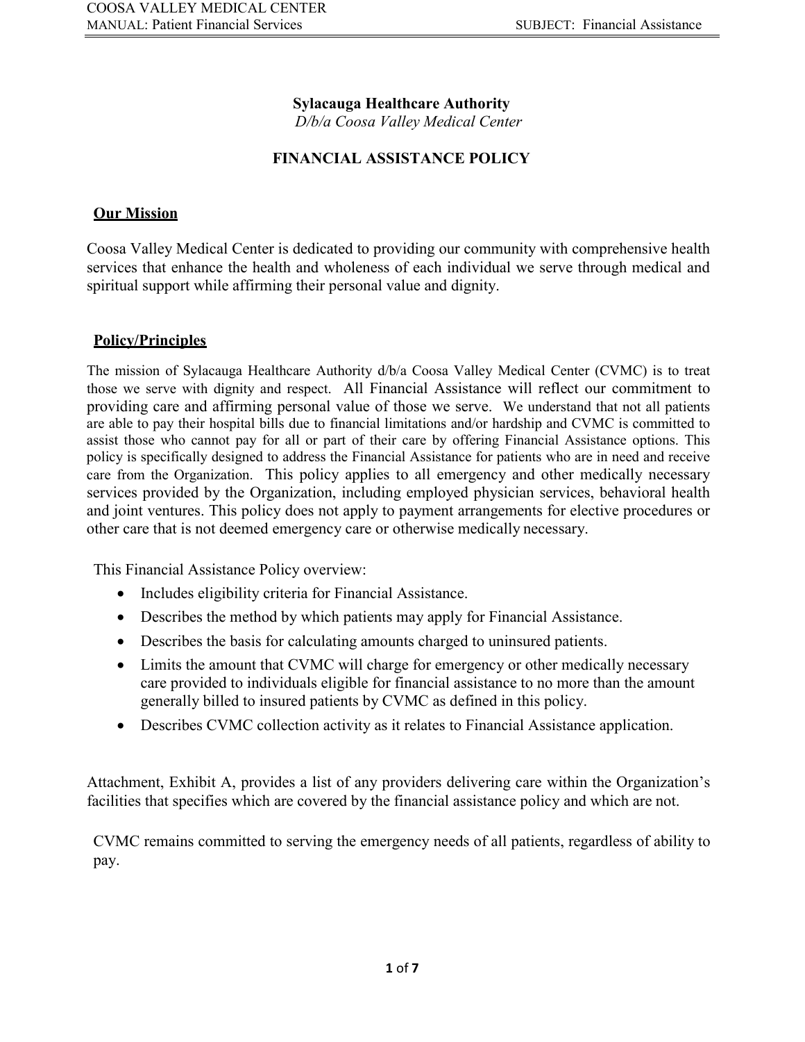**Sylacauga Healthcare Authority**

*D/b/a Coosa Valley Medical Center*

# FINANCIAL ASSISTANCE POLICY

## Our Mission

Coosa Valley Medical Center is dedicated to providing our community with comprehensive health services that enhance the health and wholeness of each individual we serve through medical and spiritual support while affirming their personal value and dignity.

## Policy/Principles

The mission of Sylacauga Healthcare Authority d/b/a Coosa Valley Medical Center (CVMC) is to treat those we serve with dignity and respect. All Financial Assistance will reflect our commitment to providing care and affirming personal value of those we serve. We understand that not all patients are able to pay their hospital bills due to financial limitations and/or hardship and CVMC is committed to assist those who cannot pay for all or part of their care by offering Financial Assistance options. This policy is specifically designed to address the Financial Assistance for patients who are in need and receive care from the Organization. This policy applies to all emergency and other medically necessary services provided by the Organization, including employed physician services, behavioral health and joint ventures. This policy does not apply to payment arrangements for elective procedures or other care that is not deemed emergency care or otherwise medically necessary.

This Financial Assistance Policy overview:

- Includes eligibility criteria for Financial Assistance.
- Describes the method by which patients may apply for Financial Assistance.
- Describes the basis for calculating amounts charged to uninsured patients.
- Limits the amount that CVMC will charge for emergency or other medically necessary care provided to individuals eligible for financial assistance to no more than the amount generally billed to insured patients by CVMC as defined in this policy.
- Describes CVMC collection activity as it relates to Financial Assistance application.

Attachment, Exhibit A, provides a list of any providers delivering care within the Organization's facilities that specifies which are covered by the financial assistance policy and which are not.

CVMC remains committed to serving the emergency needs of all patients, regardless of ability to pay.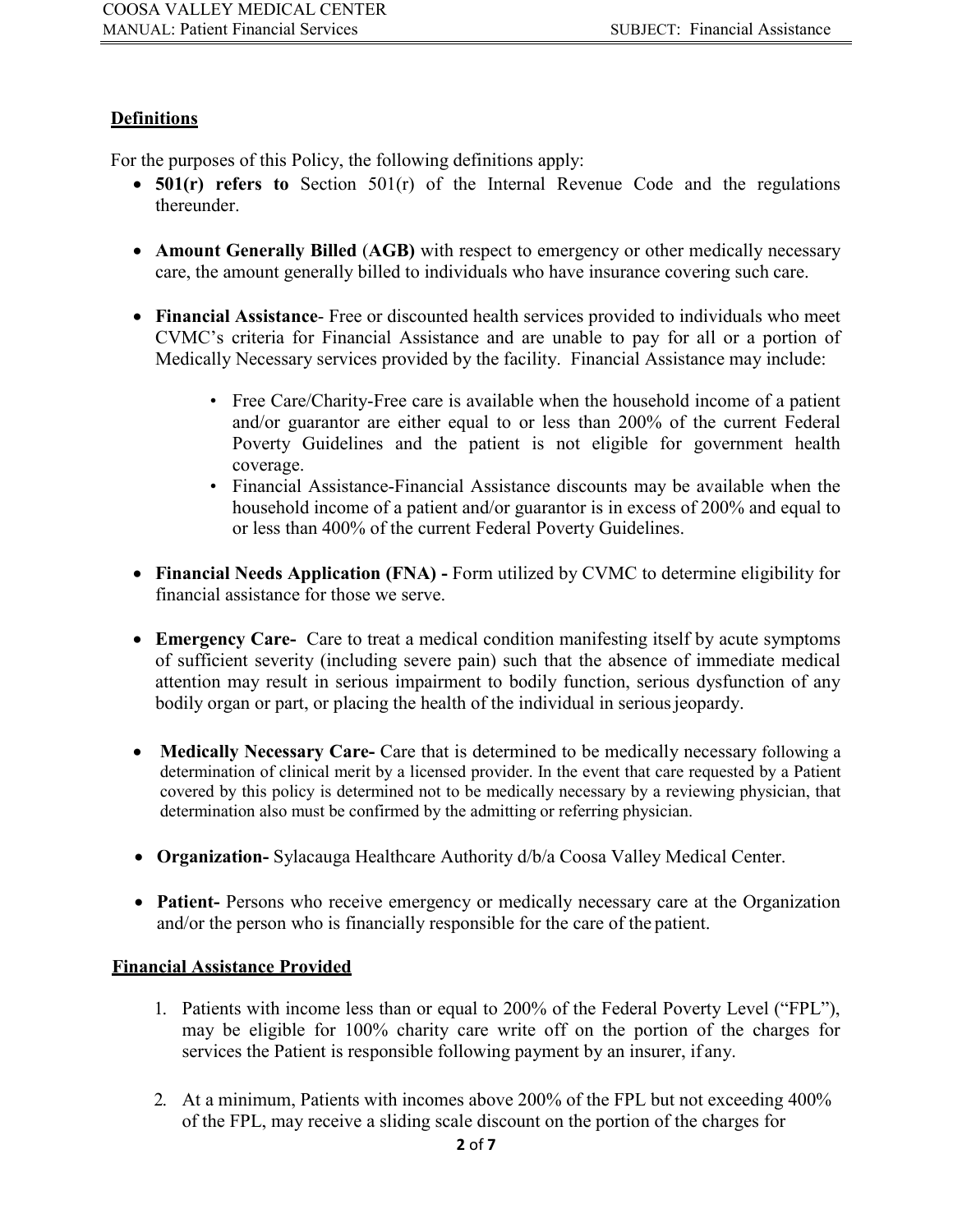## Definitions

For the purposes of this Policy, the following definitions apply:

- **501(r) refers to** Section 501(r) of the Internal Revenue Code and the regulations thereunder.

- **Amount Generally Billed** (**AGB)** with respect to emergency or other medically necessary care, the amount generally billed to individuals who have insurance covering such care.

- **Financial Assistance**- Free or discounted health services provided to individuals who meet CVMC's criteria for Financial Assistance and are unable to pay for all or a portion of Medically Necessary services provided by the facility. Financial Assistance may include:

  - Free Care/Charity-Free care is available when the household income of a patient and/or guarantor are either equal to or less than 200% of the current Federal Poverty Guidelines and the patient is not eligible for government health coverage.
  - Financial Assistance-Financial Assistance discounts may be available when the household income of a patient and/or guarantor is in excess of 200% and equal to or less than 400% of the current Federal Poverty Guidelines.

- **Financial Needs Application (FNA) -** Form utilized by CVMC to determine eligibility for financial assistance for those we serve.

- **Emergency Care-** Care to treat a medical condition manifesting itself by acute symptoms of sufficient severity (including severe pain) such that the absence of immediate medical attention may result in serious impairment to bodily function, serious dysfunction of any bodily organ or part, or placing the health of the individual in serious jeopardy.

- **Medically Necessary Care-** Care that is determined to be medically necessary following a determination of clinical merit by a licensed provider. In the event that care requested by a Patient covered by this policy is determined not to be medically necessary by a reviewing physician, that determination also must be confirmed by the admitting or referring physician.

- **Organization-** Sylacauga Healthcare Authority d/b/a Coosa Valley Medical Center.

- **Patient-** Persons who receive emergency or medically necessary care at the Organization and/or the person who is financially responsible for the care of the patient.

## Financial Assistance Provided

1. Patients with income less than or equal to 200% of the Federal Poverty Level ("FPL"), may be eligible for 100% charity care write off on the portion of the charges for services the Patient is responsible following payment by an insurer, if any.

2. At a minimum, Patients with incomes above 200% of the FPL but not exceeding 400% of the FPL, may receive a sliding scale discount on the portion of the charges for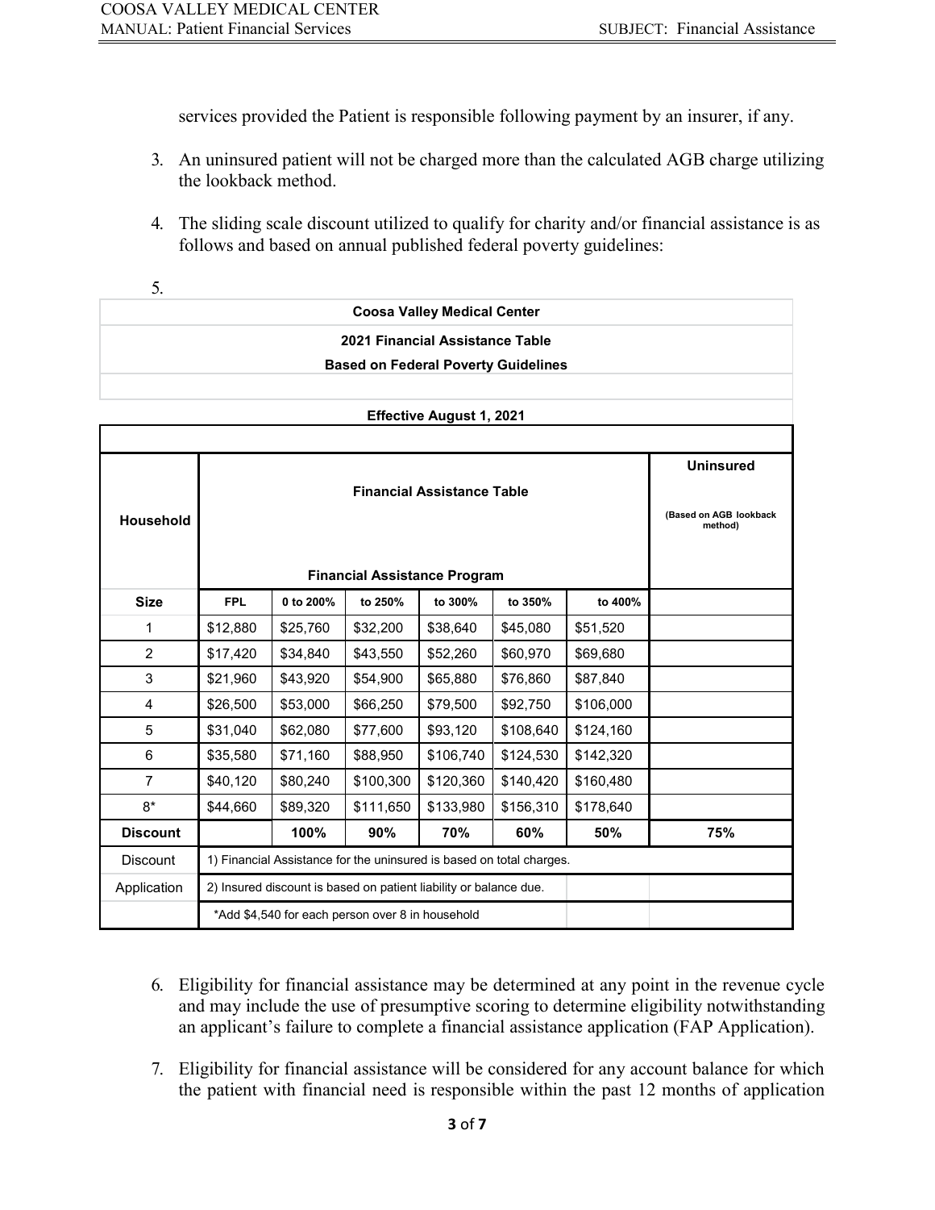services provided the Patient is responsible following payment by an insurer, if any.

3. An uninsured patient will not be charged more than the calculated AGB charge utilizing the lookback method.

4. The sliding scale discount utilized to qualify for charity and/or financial assistance is as follows and based on annual published federal poverty guidelines:

5.

**Coosa Valley Medical Center**

**2021 Financial Assistance Table**

**Based on Federal Poverty Guidelines**

**Effective August 1, 2021**

| Household | Financial Assistance Table / Financial Assistance Program | | | | | | Uninsured (Based on AGB lookback method) |
|---|---|---|---|---|---|---|---|
| **Size** | **FPL** | **0 to 200%** | **to 250%** | **to 300%** | **to 350%** | **to 400%** | |
| 1 | $12,880 | $25,760 | $32,200 | $38,640 | $45,080 | $51,520 | |
| 2 | $17,420 | $34,840 | $43,550 | $52,260 | $60,970 | $69,680 | |
| 3 | $21,960 | $43,920 | $54,900 | $65,880 | $76,860 | $87,840 | |
| 4 | $26,500 | $53,000 | $66,250 | $79,500 | $92,750 | $106,000 | |
| 5 | $31,040 | $62,080 | $77,600 | $93,120 | $108,640 | $124,160 | |
| 6 | $35,580 | $71,160 | $88,950 | $106,740 | $124,530 | $142,320 | |
| 7 | $40,120 | $80,240 | $100,300 | $120,360 | $140,420 | $160,480 | |
| 8* | $44,660 | $89,320 | $111,650 | $133,980 | $156,310 | $178,640 | |
| **Discount** | | **100%** | **90%** | **70%** | **60%** | **50%** | **75%** |
| Discount | 1) Financial Assistance for the uninsured is based on total charges. | | | | | | |
| Application | 2) Insured discount is based on patient liability or balance due. | | | | | | |
| | *Add $4,540 for each person over 8 in household | | | | | | |

6. Eligibility for financial assistance may be determined at any point in the revenue cycle and may include the use of presumptive scoring to determine eligibility notwithstanding an applicant's failure to complete a financial assistance application (FAP Application).

7. Eligibility for financial assistance will be considered for any account balance for which the patient with financial need is responsible within the past 12 months of application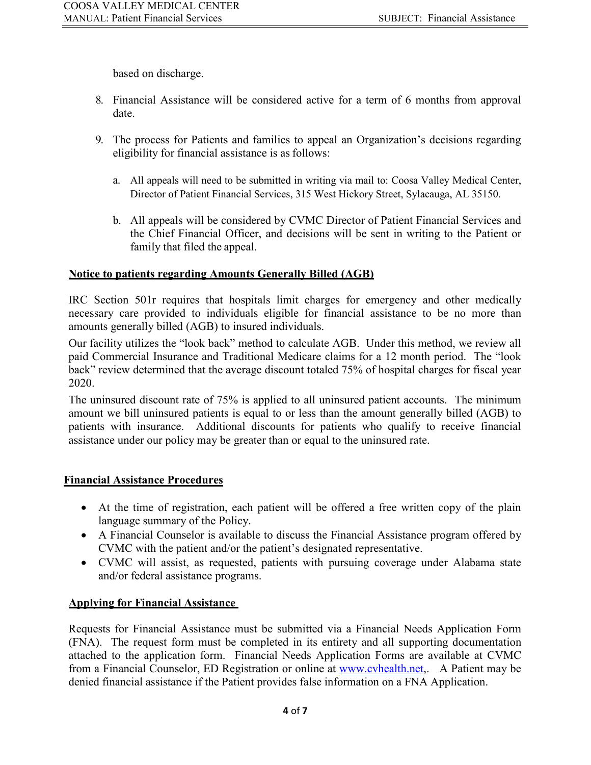based on discharge.

8. Financial Assistance will be considered active for a term of 6 months from approval date.

9. The process for Patients and families to appeal an Organization's decisions regarding eligibility for financial assistance is as follows:

   a. All appeals will need to be submitted in writing via mail to: Coosa Valley Medical Center, Director of Patient Financial Services, 315 West Hickory Street, Sylacauga, AL 35150.

   b. All appeals will be considered by CVMC Director of Patient Financial Services and the Chief Financial Officer, and decisions will be sent in writing to the Patient or family that filed the appeal.

**Notice to patients regarding Amounts Generally Billed (AGB)**

IRC Section 501r requires that hospitals limit charges for emergency and other medically necessary care provided to individuals eligible for financial assistance to be no more than amounts generally billed (AGB) to insured individuals.

Our facility utilizes the "look back" method to calculate AGB. Under this method, we review all paid Commercial Insurance and Traditional Medicare claims for a 12 month period. The "look back" review determined that the average discount totaled 75% of hospital charges for fiscal year 2020.

The uninsured discount rate of 75% is applied to all uninsured patient accounts. The minimum amount we bill uninsured patients is equal to or less than the amount generally billed (AGB) to patients with insurance. Additional discounts for patients who qualify to receive financial assistance under our policy may be greater than or equal to the uninsured rate.

**Financial Assistance Procedures**

- At the time of registration, each patient will be offered a free written copy of the plain language summary of the Policy.
- A Financial Counselor is available to discuss the Financial Assistance program offered by CVMC with the patient and/or the patient's designated representative.
- CVMC will assist, as requested, patients with pursuing coverage under Alabama state and/or federal assistance programs.

**Applying for Financial Assistance**

Requests for Financial Assistance must be submitted via a Financial Needs Application Form (FNA). The request form must be completed in its entirety and all supporting documentation attached to the application form. Financial Needs Application Forms are available at CVMC from a Financial Counselor, ED Registration or online at www.cvhealth.net,. A Patient may be denied financial assistance if the Patient provides false information on a FNA Application.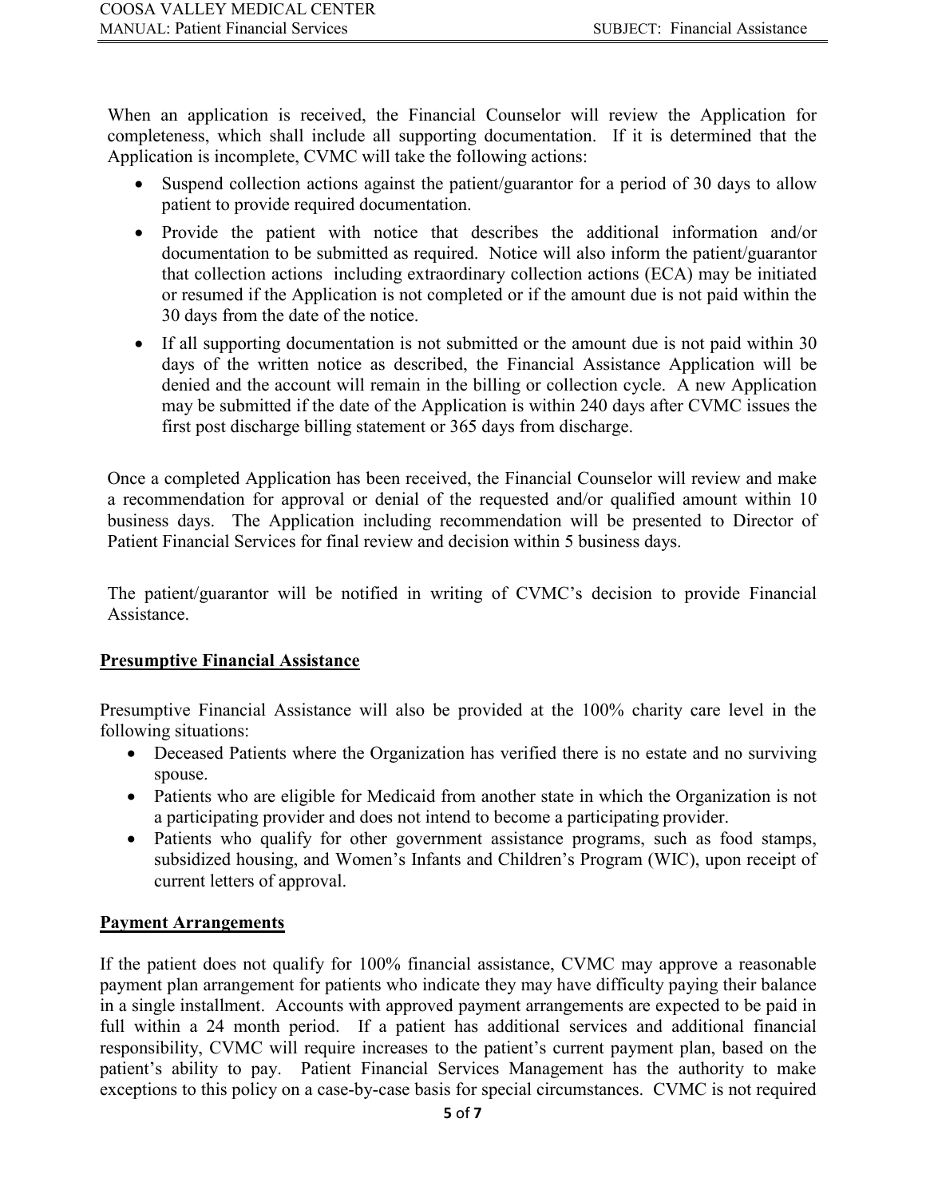When an application is received, the Financial Counselor will review the Application for completeness, which shall include all supporting documentation. If it is determined that the Application is incomplete, CVMC will take the following actions:

- Suspend collection actions against the patient/guarantor for a period of 30 days to allow patient to provide required documentation.
- Provide the patient with notice that describes the additional information and/or documentation to be submitted as required. Notice will also inform the patient/guarantor that collection actions including extraordinary collection actions (ECA) may be initiated or resumed if the Application is not completed or if the amount due is not paid within the 30 days from the date of the notice.
- If all supporting documentation is not submitted or the amount due is not paid within 30 days of the written notice as described, the Financial Assistance Application will be denied and the account will remain in the billing or collection cycle. A new Application may be submitted if the date of the Application is within 240 days after CVMC issues the first post discharge billing statement or 365 days from discharge.

Once a completed Application has been received, the Financial Counselor will review and make a recommendation for approval or denial of the requested and/or qualified amount within 10 business days. The Application including recommendation will be presented to Director of Patient Financial Services for final review and decision within 5 business days.

The patient/guarantor will be notified in writing of CVMC's decision to provide Financial Assistance.

## Presumptive Financial Assistance

Presumptive Financial Assistance will also be provided at the 100% charity care level in the following situations:

- Deceased Patients where the Organization has verified there is no estate and no surviving spouse.
- Patients who are eligible for Medicaid from another state in which the Organization is not a participating provider and does not intend to become a participating provider.
- Patients who qualify for other government assistance programs, such as food stamps, subsidized housing, and Women's Infants and Children's Program (WIC), upon receipt of current letters of approval.

## Payment Arrangements

If the patient does not qualify for 100% financial assistance, CVMC may approve a reasonable payment plan arrangement for patients who indicate they may have difficulty paying their balance in a single installment. Accounts with approved payment arrangements are expected to be paid in full within a 24 month period. If a patient has additional services and additional financial responsibility, CVMC will require increases to the patient's current payment plan, based on the patient's ability to pay. Patient Financial Services Management has the authority to make exceptions to this policy on a case-by-case basis for special circumstances. CVMC is not required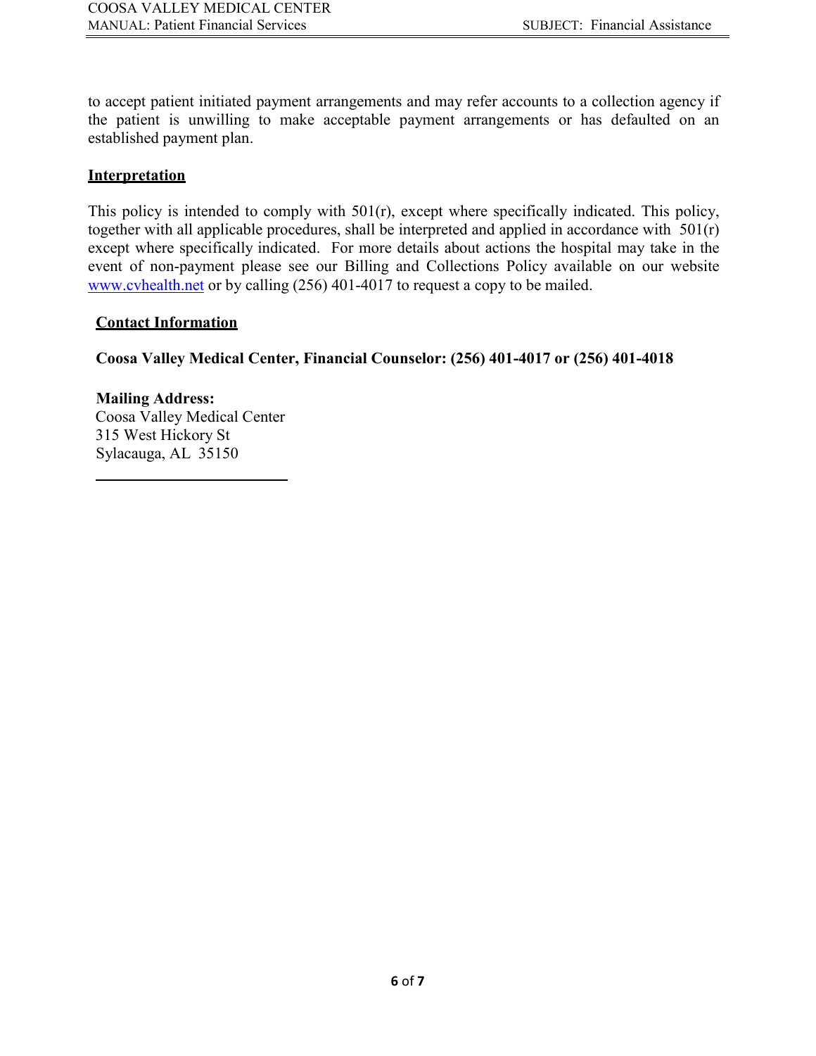to accept patient initiated payment arrangements and may refer accounts to a collection agency if the patient is unwilling to make acceptable payment arrangements or has defaulted on an established payment plan.

## Interpretation

This policy is intended to comply with 501(r), except where specifically indicated. This policy, together with all applicable procedures, shall be interpreted and applied in accordance with 501(r) except where specifically indicated. For more details about actions the hospital may take in the event of non-payment please see our Billing and Collections Policy available on our website [www.cvhealth.net](http://www.cvhealth.net) or by calling (256) 401-4017 to request a copy to be mailed.

## Contact Information

**Coosa Valley Medical Center, Financial Counselor: (256) 401-4017 or (256) 401-4018**

**Mailing Address:**
Coosa Valley Medical Center
315 West Hickory St
Sylacauga, AL 35150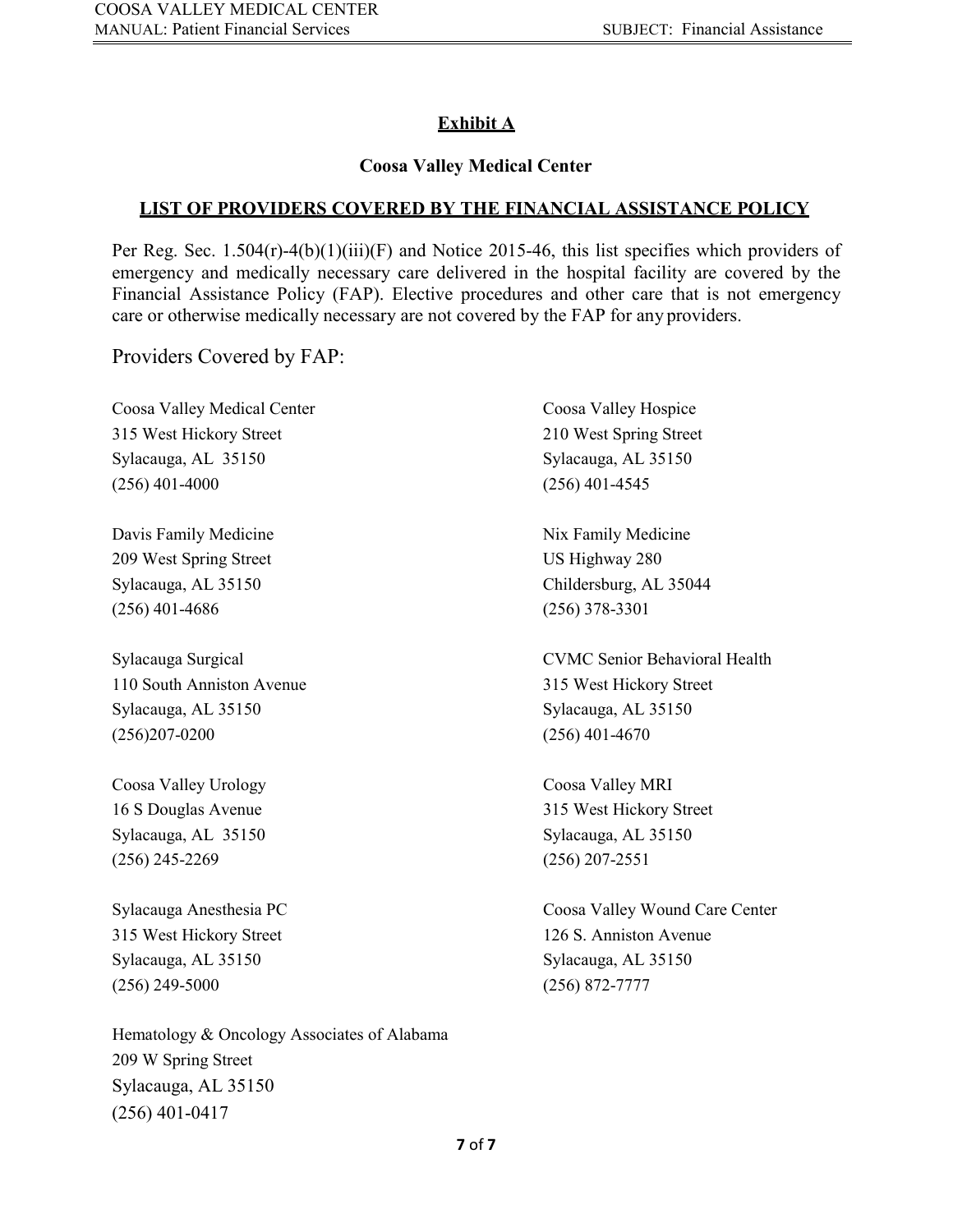## Exhibit A

### Coosa Valley Medical Center

### LIST OF PROVIDERS COVERED BY THE FINANCIAL ASSISTANCE POLICY

Per Reg. Sec. 1.504(r)-4(b)(1)(iii)(F) and Notice 2015-46, this list specifies which providers of emergency and medically necessary care delivered in the hospital facility are covered by the Financial Assistance Policy (FAP). Elective procedures and other care that is not emergency care or otherwise medically necessary are not covered by the FAP for any providers.

Providers Covered by FAP:

Coosa Valley Medical Center
315 West Hickory Street
Sylacauga, AL 35150
(256) 401-4000

Coosa Valley Hospice
210 West Spring Street
Sylacauga, AL 35150
(256) 401-4545

Davis Family Medicine
209 West Spring Street
Sylacauga, AL 35150
(256) 401-4686

Nix Family Medicine
US Highway 280
Childersburg, AL 35044
(256) 378-3301

Sylacauga Surgical
110 South Anniston Avenue
Sylacauga, AL 35150
(256)207-0200

CVMC Senior Behavioral Health
315 West Hickory Street
Sylacauga, AL 35150
(256) 401-4670

Coosa Valley Urology
16 S Douglas Avenue
Sylacauga, AL 35150
(256) 245-2269

Coosa Valley MRI
315 West Hickory Street
Sylacauga, AL 35150
(256) 207-2551

Sylacauga Anesthesia PC
315 West Hickory Street
Sylacauga, AL 35150
(256) 249-5000

Coosa Valley Wound Care Center
126 S. Anniston Avenue
Sylacauga, AL 35150
(256) 872-7777

Hematology & Oncology Associates of Alabama
209 W Spring Street
Sylacauga, AL 35150
(256) 401-0417